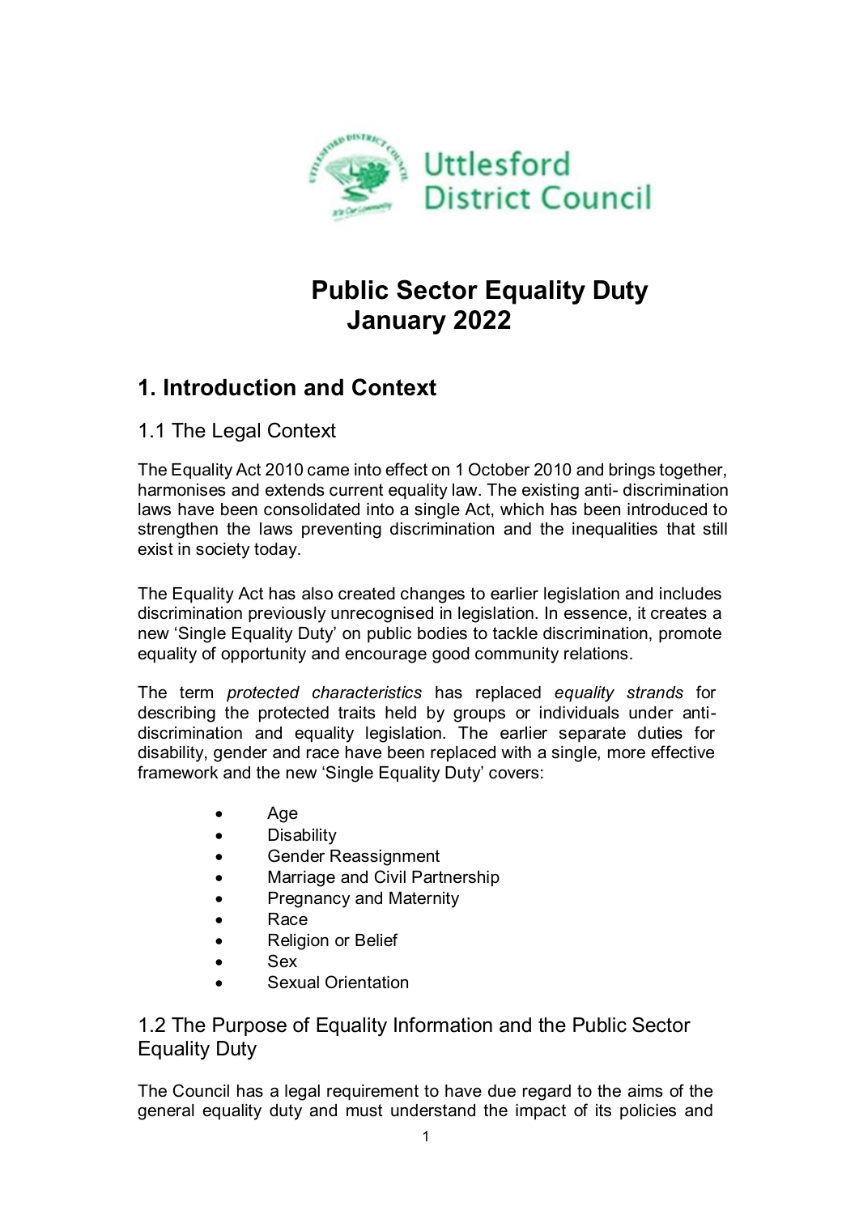Uttlesford District Council

# Public Sector Equality Duty January 2022

## 1. Introduction and Context

### 1.1 The Legal Context

The Equality Act 2010 came into effect on 1 October 2010 and brings together, harmonises and extends current equality law. The existing anti- discrimination laws have been consolidated into a single Act, which has been introduced to strengthen the laws preventing discrimination and the inequalities that still exist in society today.

The Equality Act has also created changes to earlier legislation and includes discrimination previously unrecognised in legislation. In essence, it creates a new 'Single Equality Duty' on public bodies to tackle discrimination, promote equality of opportunity and encourage good community relations.

The term *protected characteristics* has replaced *equality strands* for describing the protected traits held by groups or individuals under anti-discrimination and equality legislation. The earlier separate duties for disability, gender and race have been replaced with a single, more effective framework and the new 'Single Equality Duty' covers:

- Age
- Disability
- Gender Reassignment
- Marriage and Civil Partnership
- Pregnancy and Maternity
- Race
- Religion or Belief
- Sex
- Sexual Orientation

### 1.2 The Purpose of Equality Information and the Public Sector Equality Duty

The Council has a legal requirement to have due regard to the aims of the general equality duty and must understand the impact of its policies and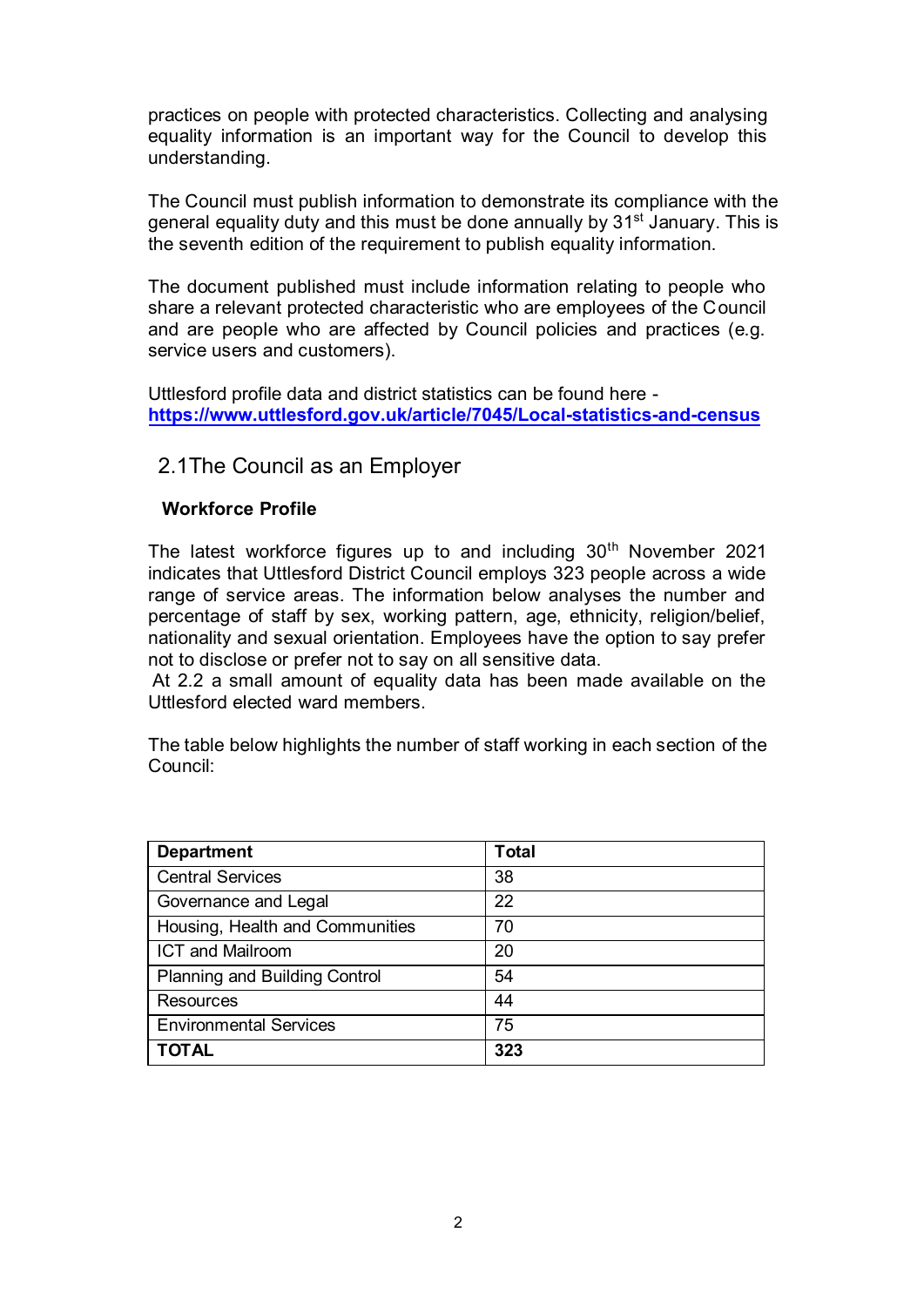practices on people with protected characteristics. Collecting and analysing equality information is an important way for the Council to develop this understanding.

The Council must publish information to demonstrate its compliance with the general equality duty and this must be done annually by 31st January. This is the seventh edition of the requirement to publish equality information.

The document published must include information relating to people who share a relevant protected characteristic who are employees of the Council and are people who are affected by Council policies and practices (e.g. service users and customers).

Uttlesford profile data and district statistics can be found here - **https://www.uttlesford.gov.uk/article/7045/Local-statistics-and-census**

## 2.1The Council as an Employer

**Workforce Profile**

The latest workforce figures up to and including 30th November 2021 indicates that Uttlesford District Council employs 323 people across a wide range of service areas. The information below analyses the number and percentage of staff by sex, working pattern, age, ethnicity, religion/belief, nationality and sexual orientation. Employees have the option to say prefer not to disclose or prefer not to say on all sensitive data.
At 2.2 a small amount of equality data has been made available on the Uttlesford elected ward members.

The table below highlights the number of staff working in each section of the Council:

| **Department** | **Total** |
| --- | --- |
| Central Services | 38 |
| Governance and Legal | 22 |
| Housing, Health and Communities | 70 |
| ICT and Mailroom | 20 |
| Planning and Building Control | 54 |
| Resources | 44 |
| Environmental Services | 75 |
| **TOTAL** | **323** |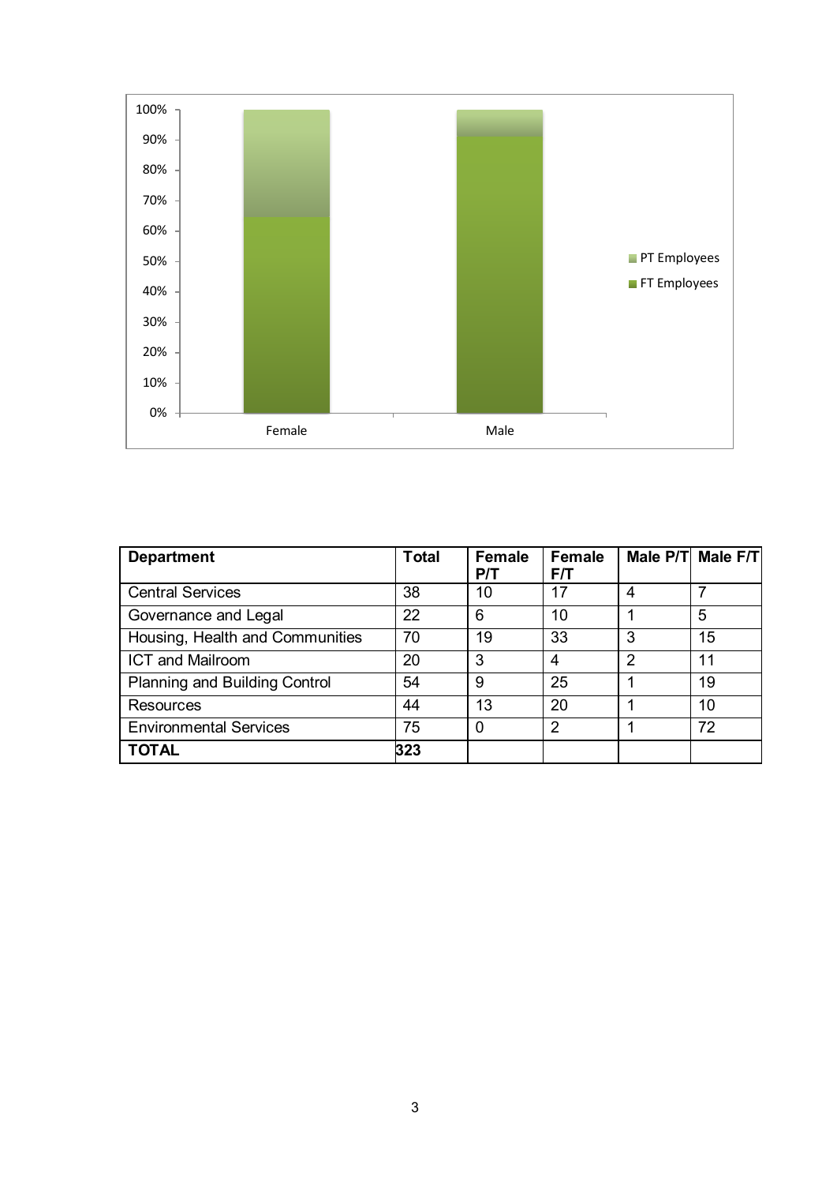| Department | Total | Female P/T | Female F/T | Male P/T | Male F/T |
|---|---|---|---|---|---|
| Central Services | 38 | 10 | 17 | 4 | 7 |
| Governance and Legal | 22 | 6 | 10 | 1 | 5 |
| Housing, Health and Communities | 70 | 19 | 33 | 3 | 15 |
| ICT and Mailroom | 20 | 3 | 4 | 2 | 11 |
| Planning and Building Control | 54 | 9 | 25 | 1 | 19 |
| Resources | 44 | 13 | 20 | 1 | 10 |
| Environmental Services | 75 | 0 | 2 | 1 | 72 |
| **TOTAL** | **323** | | | | |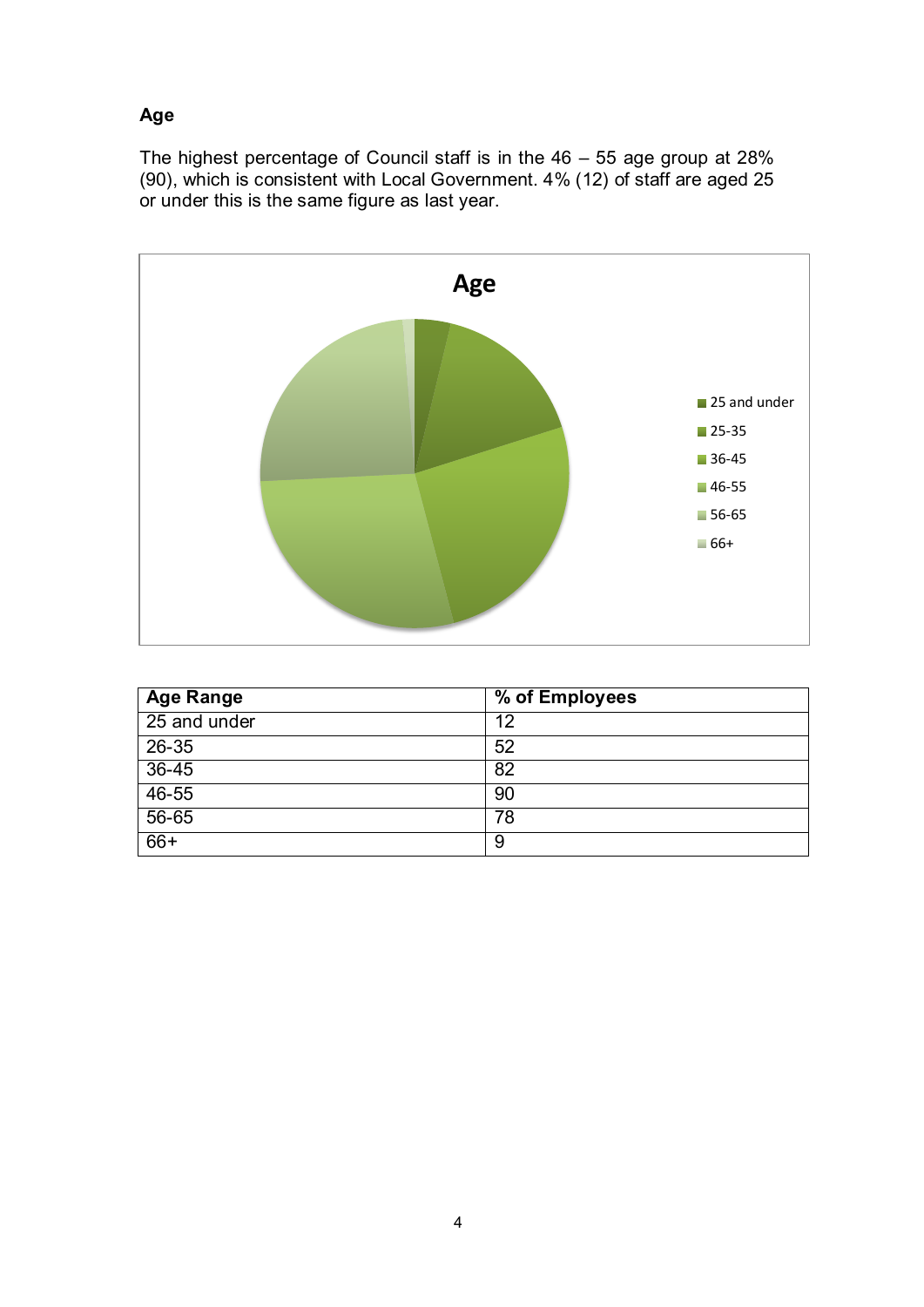## Age

The highest percentage of Council staff is in the 46 – 55 age group at 28% (90), which is consistent with Local Government. 4% (12) of staff are aged 25 or under this is the same figure as last year.

| Age Range | % of Employees |
|---|---|
| 25 and under | 12 |
| 26-35 | 52 |
| 36-45 | 82 |
| 46-55 | 90 |
| 56-65 | 78 |
| 66+ | 9 |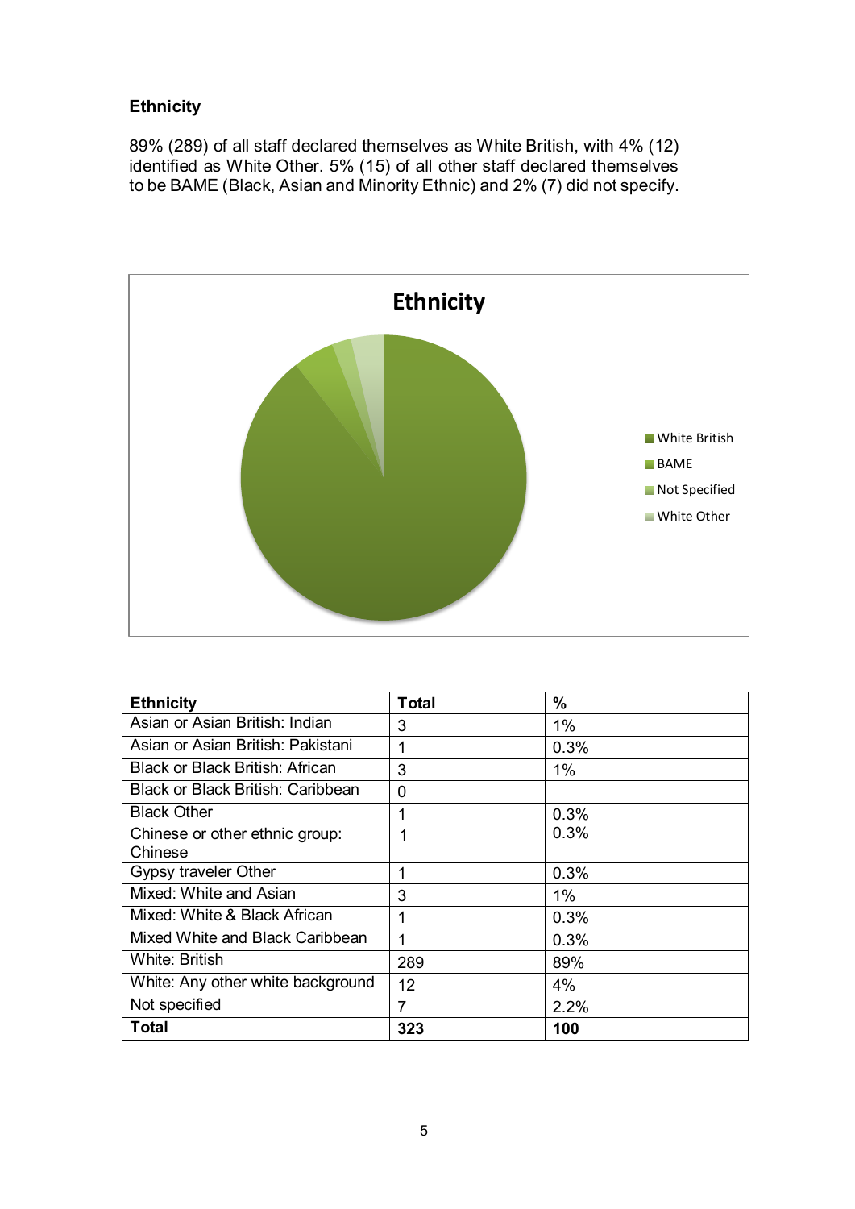## Ethnicity

89% (289) of all staff declared themselves as White British, with 4% (12) identified as White Other. 5% (15) of all other staff declared themselves to be BAME (Black, Asian and Minority Ethnic) and 2% (7) did not specify.

| Ethnicity | Total | % |
|---|---|---|
| Asian or Asian British: Indian | 3 | 1% |
| Asian or Asian British: Pakistani | 1 | 0.3% |
| Black or Black British: African | 3 | 1% |
| Black or Black British: Caribbean | 0 | |
| Black Other | 1 | 0.3% |
| Chinese or other ethnic group: Chinese | 1 | 0.3% |
| Gypsy traveler Other | 1 | 0.3% |
| Mixed: White and Asian | 3 | 1% |
| Mixed: White & Black African | 1 | 0.3% |
| Mixed White and Black Caribbean | 1 | 0.3% |
| White: British | 289 | 89% |
| White: Any other white background | 12 | 4% |
| Not specified | 7 | 2.2% |
| **Total** | **323** | **100** |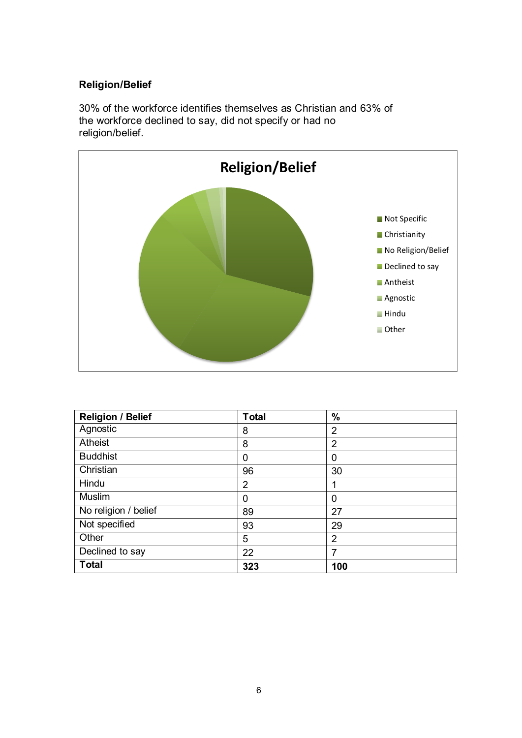## Religion/Belief

30% of the workforce identifies themselves as Christian and 63% of the workforce declined to say, did not specify or had no religion/belief.

| Religion / Belief | Total | % |
|---|---|---|
| Agnostic | 8 | 2 |
| Atheist | 8 | 2 |
| Buddhist | 0 | 0 |
| Christian | 96 | 30 |
| Hindu | 2 | 1 |
| Muslim | 0 | 0 |
| No religion / belief | 89 | 27 |
| Not specified | 93 | 29 |
| Other | 5 | 2 |
| Declined to say | 22 | 7 |
| **Total** | **323** | **100** |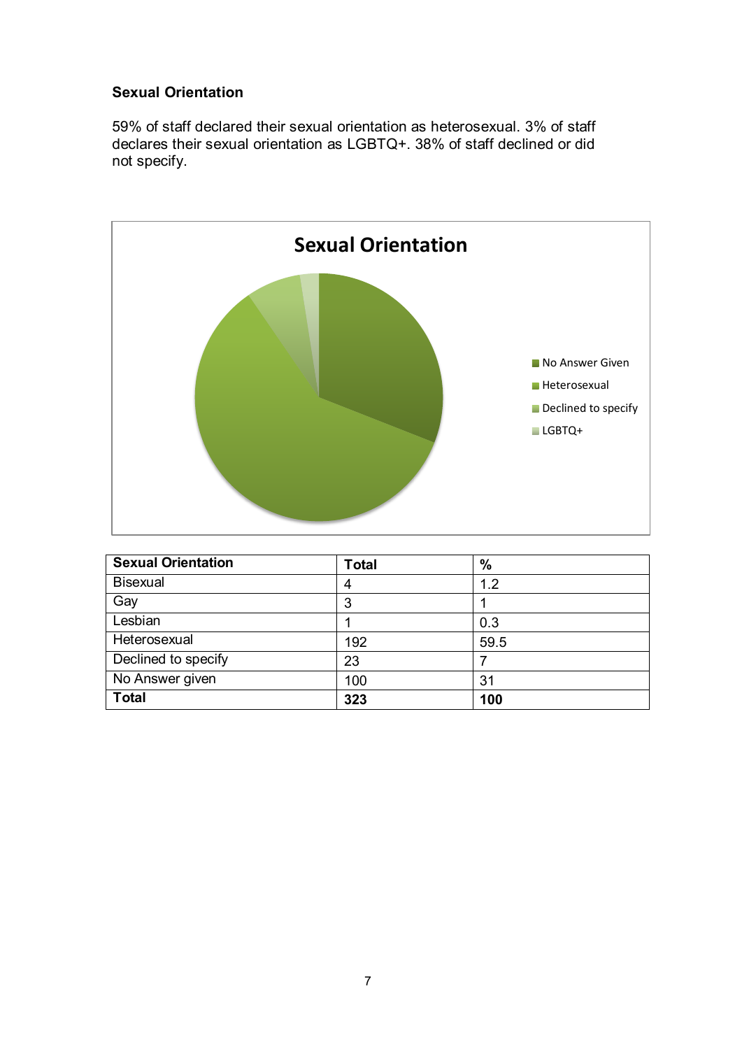### Sexual Orientation

59% of staff declared their sexual orientation as heterosexual. 3% of staff declares their sexual orientation as LGBTQ+. 38% of staff declined or did not specify.

| Sexual Orientation | Total | % |
|---|---|---|
| Bisexual | 4 | 1.2 |
| Gay | 3 | 1 |
| Lesbian | 1 | 0.3 |
| Heterosexual | 192 | 59.5 |
| Declined to specify | 23 | 7 |
| No Answer given | 100 | 31 |
| **Total** | **323** | **100** |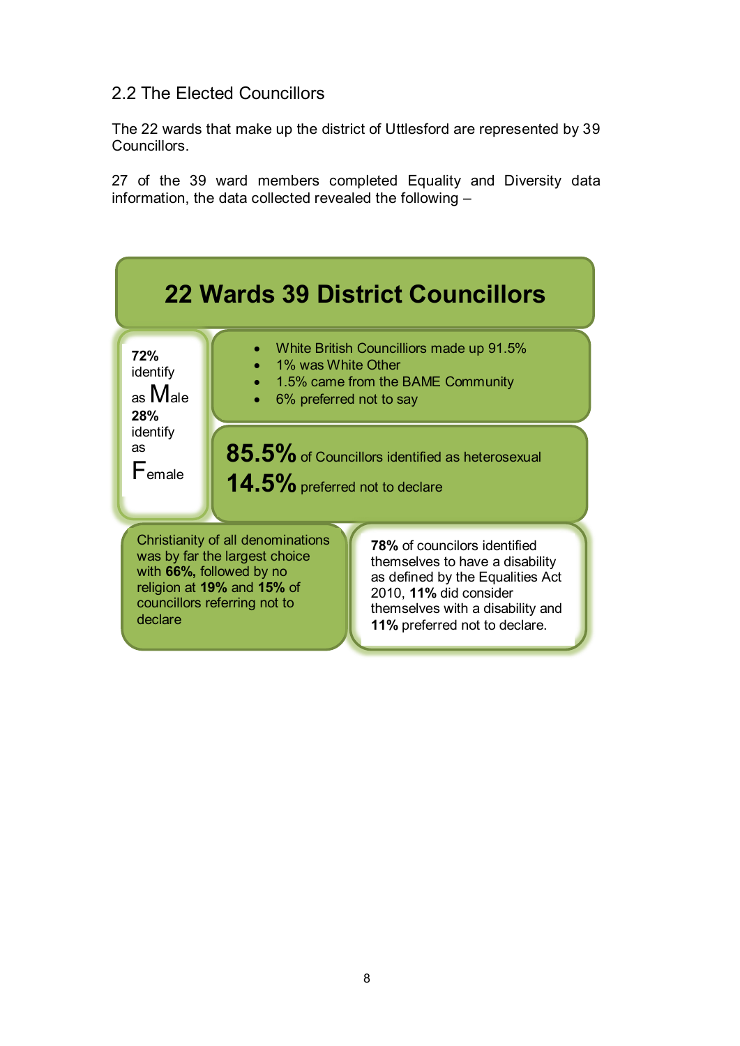## 2.2 The Elected Councillors

The 22 wards that make up the district of Uttlesford are represented by 39 Councillors.

27 of the 39 ward members completed Equality and Diversity data information, the data collected revealed the following –

### 22 Wards 39 District Councillors

**72%** identify as Male
**28%** identify as Female

- White British Councillors made up 91.5%
- 1% was White Other
- 1.5% came from the BAME Community
- 6% preferred not to say

**85.5%** of Councillors identified as heterosexual
**14.5%** preferred not to declare

Christianity of all denominations was by far the largest choice with **66%,** followed by no religion at **19%** and **15%** of councillors referring not to declare

**78%** of councilors identified themselves to have a disability as defined by the Equalities Act 2010, **11%** did consider themselves with a disability and **11%** preferred not to declare.